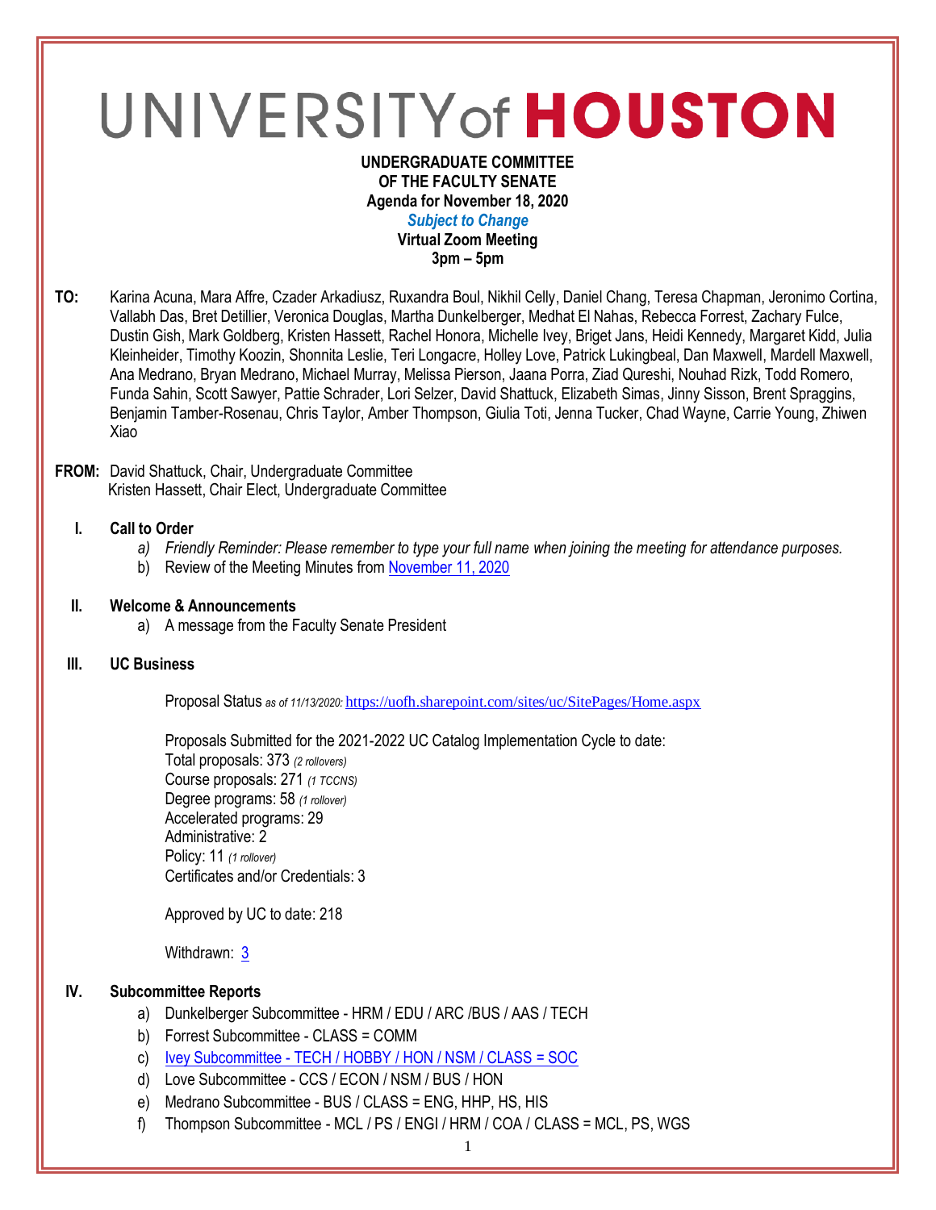# UNIVERSITY of HOUSTON

**UNDERGRADUATE COMMITTEE**
**OF THE FACULTY SENATE**
**Agenda for November 18, 2020**
***Subject to Change***
**Virtual Zoom Meeting**
**3pm – 5pm**

**TO:** Karina Acuna, Mara Affre, Czader Arkadiusz, Ruxandra Boul, Nikhil Celly, Daniel Chang, Teresa Chapman, Jeronimo Cortina, Vallabh Das, Bret Detillier, Veronica Douglas, Martha Dunkelberger, Medhat El Nahas, Rebecca Forrest, Zachary Fulce, Dustin Gish, Mark Goldberg, Kristen Hassett, Rachel Honora, Michelle Ivey, Briget Jans, Heidi Kennedy, Margaret Kidd, Julia Kleinheider, Timothy Koozin, Shonnita Leslie, Teri Longacre, Holley Love, Patrick Lukingbeal, Dan Maxwell, Mardell Maxwell, Ana Medrano, Bryan Medrano, Michael Murray, Melissa Pierson, Jaana Porra, Ziad Qureshi, Nouhad Rizk, Todd Romero, Funda Sahin, Scott Sawyer, Pattie Schrader, Lori Selzer, David Shattuck, Elizabeth Simas, Jinny Sisson, Brent Spraggins, Benjamin Tamber-Rosenau, Chris Taylor, Amber Thompson, Giulia Toti, Jenna Tucker, Chad Wayne, Carrie Young, Zhiwen Xiao

**FROM:** David Shattuck, Chair, Undergraduate Committee
Kristen Hassett, Chair Elect, Undergraduate Committee

## I. Call to Order

a) *Friendly Reminder: Please remember to type your full name when joining the meeting for attendance purposes.*
b) Review of the Meeting Minutes from November 11, 2020

## II. Welcome & Announcements

a) A message from the Faculty Senate President

## III. UC Business

Proposal Status *as of 11/13/2020:* https://uofh.sharepoint.com/sites/uc/SitePages/Home.aspx

Proposals Submitted for the 2021-2022 UC Catalog Implementation Cycle to date:
Total proposals: 373 *(2 rollovers)*
Course proposals: 271 *(1 TCCNS)*
Degree programs: 58 *(1 rollover)*
Accelerated programs: 29
Administrative: 2
Policy: 11 *(1 rollover)*
Certificates and/or Credentials: 3

Approved by UC to date: 218

Withdrawn: 3

## IV. Subcommittee Reports

a) Dunkelberger Subcommittee - HRM / EDU / ARC /BUS / AAS / TECH
b) Forrest Subcommittee - CLASS = COMM
c) Ivey Subcommittee - TECH / HOBBY / HON / NSM / CLASS = SOC
d) Love Subcommittee - CCS / ECON / NSM / BUS / HON
e) Medrano Subcommittee - BUS / CLASS = ENG, HHP, HS, HIS
f) Thompson Subcommittee - MCL / PS / ENGI / HRM / COA / CLASS = MCL, PS, WGS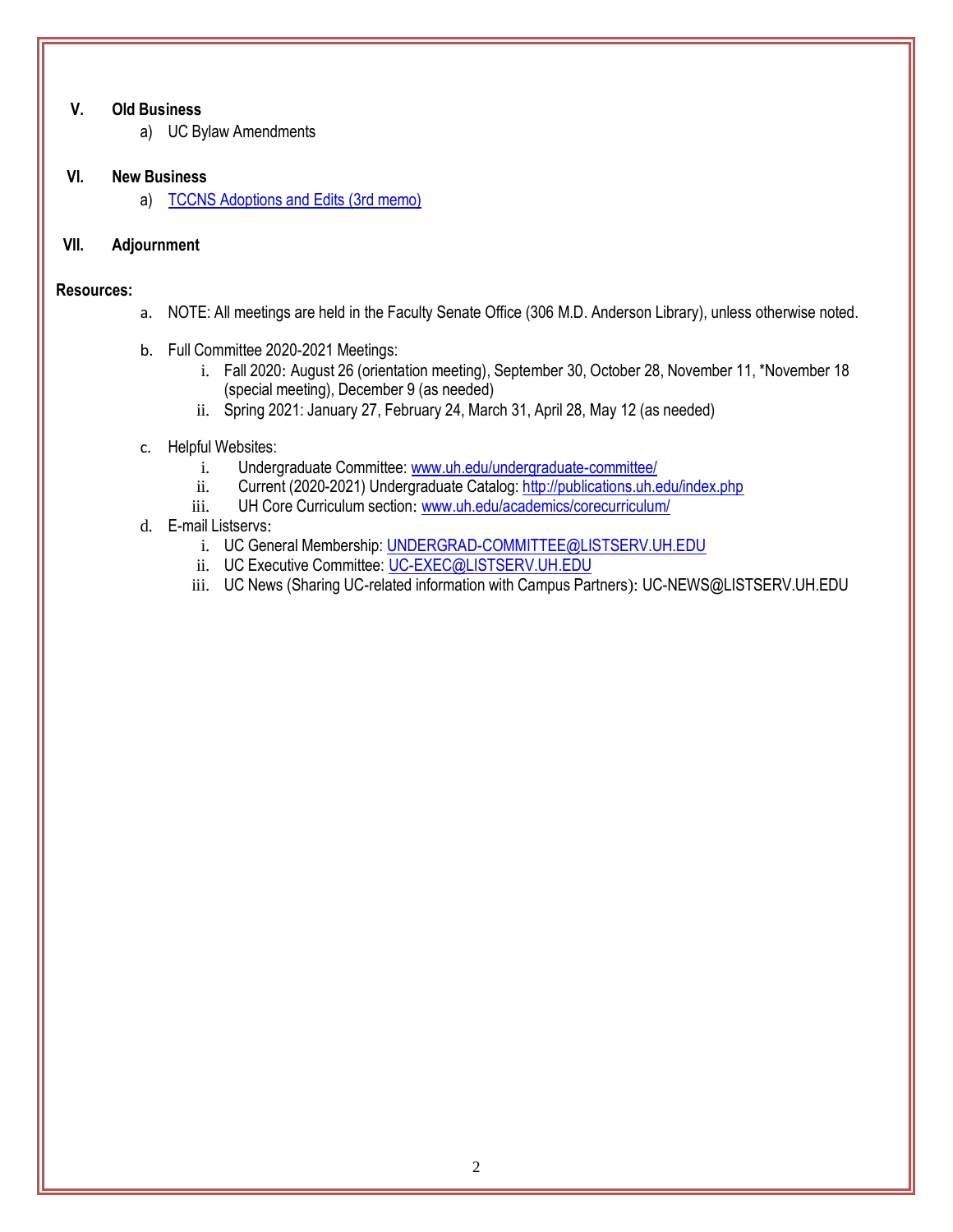## V. Old Business

a) UC Bylaw Amendments

## VI. New Business

a) [TCCNS Adoptions and Edits (3rd memo)]

## VII. Adjournment

**Resources:**

a. NOTE: All meetings are held in the Faculty Senate Office (306 M.D. Anderson Library), unless otherwise noted.

b. Full Committee 2020-2021 Meetings:
   i. Fall 2020: August 26 (orientation meeting), September 30, October 28, November 11, *November 18 (special meeting), December 9 (as needed)
   ii. Spring 2021: January 27, February 24, March 31, April 28, May 12 (as needed)

c. Helpful Websites:
   i. Undergraduate Committee: www.uh.edu/undergraduate-committee/
   ii. Current (2020-2021) Undergraduate Catalog: http://publications.uh.edu/index.php
   iii. UH Core Curriculum section: www.uh.edu/academics/corecurriculum/

d. E-mail Listservs:
   i. UC General Membership: UNDERGRAD-COMMITTEE@LISTSERV.UH.EDU
   ii. UC Executive Committee: UC-EXEC@LISTSERV.UH.EDU
   iii. UC News (Sharing UC-related information with Campus Partners): UC-NEWS@LISTSERV.UH.EDU